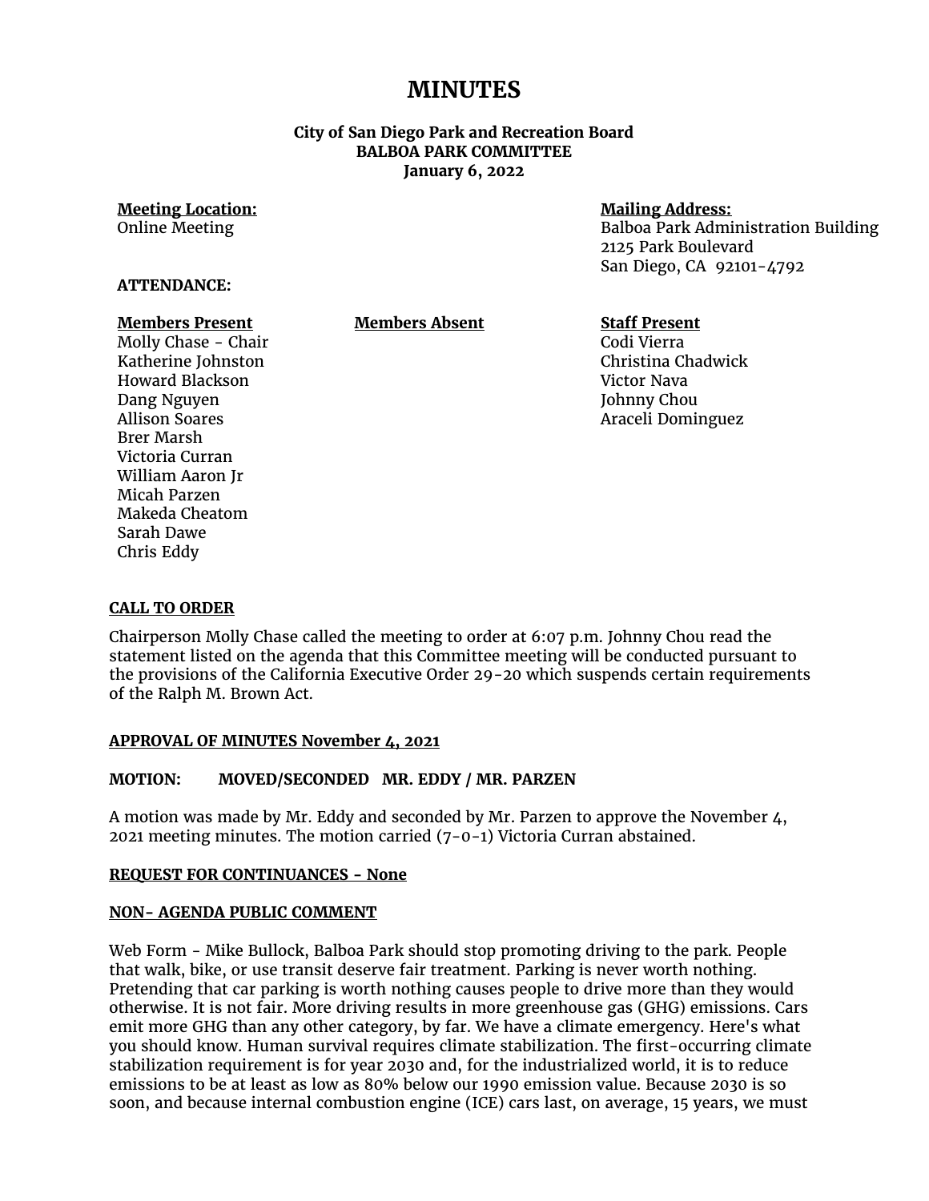# MINUTES

**City of San Diego Park and Recreation Board**
**BALBOA PARK COMMITTEE**
**January 6, 2022**

**Meeting Location:**
Online Meeting

**Mailing Address:**
Balboa Park Administration Building
2125 Park Boulevard
San Diego, CA 92101-4792

**ATTENDANCE:**

| Members Present | Members Absent | Staff Present |
|---|---|---|
| Molly Chase - Chair | | Codi Vierra |
| Katherine Johnston | | Christina Chadwick |
| Howard Blackson | | Victor Nava |
| Dang Nguyen | | Johnny Chou |
| Allison Soares | | Araceli Dominguez |
| Brer Marsh | | |
| Victoria Curran | | |
| William Aaron Jr | | |
| Micah Parzen | | |
| Makeda Cheatom | | |
| Sarah Dawe | | |
| Chris Eddy | | |

**CALL TO ORDER**

Chairperson Molly Chase called the meeting to order at 6:07 p.m. Johnny Chou read the statement listed on the agenda that this Committee meeting will be conducted pursuant to the provisions of the California Executive Order 29-20 which suspends certain requirements of the Ralph M. Brown Act.

**APPROVAL OF MINUTES November 4, 2021**

**MOTION: MOVED/SECONDED MR. EDDY / MR. PARZEN**

A motion was made by Mr. Eddy and seconded by Mr. Parzen to approve the November 4, 2021 meeting minutes. The motion carried (7-0-1) Victoria Curran abstained.

**REQUEST FOR CONTINUANCES - None**

**NON- AGENDA PUBLIC COMMENT**

Web Form - Mike Bullock, Balboa Park should stop promoting driving to the park. People that walk, bike, or use transit deserve fair treatment. Parking is never worth nothing. Pretending that car parking is worth nothing causes people to drive more than they would otherwise. It is not fair. More driving results in more greenhouse gas (GHG) emissions. Cars emit more GHG than any other category, by far. We have a climate emergency. Here's what you should know. Human survival requires climate stabilization. The first-occurring climate stabilization requirement is for year 2030 and, for the industrialized world, it is to reduce emissions to be at least as low as 80% below our 1990 emission value. Because 2030 is so soon, and because internal combustion engine (ICE) cars last, on average, 15 years, we must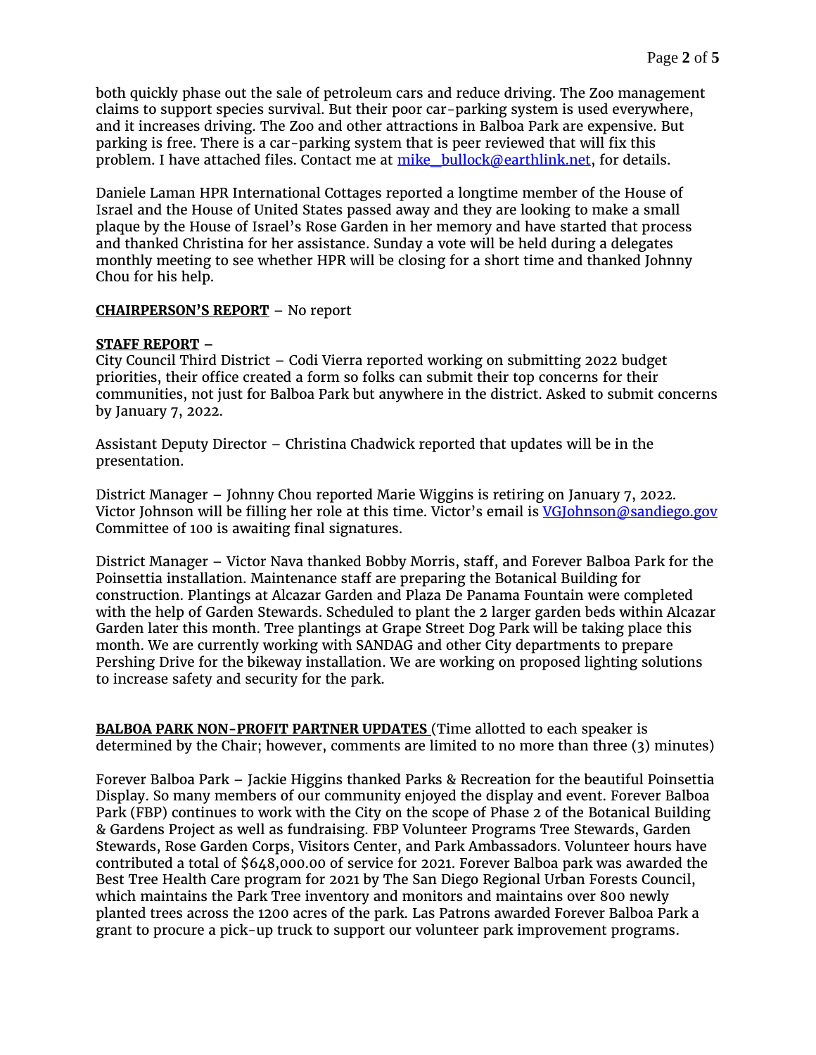both quickly phase out the sale of petroleum cars and reduce driving. The Zoo management claims to support species survival. But their poor car-parking system is used everywhere, and it increases driving. The Zoo and other attractions in Balboa Park are expensive. But parking is free. There is a car-parking system that is peer reviewed that will fix this problem. I have attached files. Contact me at mike_bullock@earthlink.net, for details.

Daniele Laman HPR International Cottages reported a longtime member of the House of Israel and the House of United States passed away and they are looking to make a small plaque by the House of Israel's Rose Garden in her memory and have started that process and thanked Christina for her assistance. Sunday a vote will be held during a delegates monthly meeting to see whether HPR will be closing for a short time and thanked Johnny Chou for his help.

**CHAIRPERSON'S REPORT** – No report

**STAFF REPORT** –

City Council Third District – Codi Vierra reported working on submitting 2022 budget priorities, their office created a form so folks can submit their top concerns for their communities, not just for Balboa Park but anywhere in the district. Asked to submit concerns by January 7, 2022.

Assistant Deputy Director – Christina Chadwick reported that updates will be in the presentation.

District Manager – Johnny Chou reported Marie Wiggins is retiring on January 7, 2022. Victor Johnson will be filling her role at this time. Victor's email is VGJohnson@sandiego.gov Committee of 100 is awaiting final signatures.

District Manager – Victor Nava thanked Bobby Morris, staff, and Forever Balboa Park for the Poinsettia installation. Maintenance staff are preparing the Botanical Building for construction. Plantings at Alcazar Garden and Plaza De Panama Fountain were completed with the help of Garden Stewards. Scheduled to plant the 2 larger garden beds within Alcazar Garden later this month. Tree plantings at Grape Street Dog Park will be taking place this month. We are currently working with SANDAG and other City departments to prepare Pershing Drive for the bikeway installation. We are working on proposed lighting solutions to increase safety and security for the park.

**BALBOA PARK NON-PROFIT PARTNER UPDATES** (Time allotted to each speaker is determined by the Chair; however, comments are limited to no more than three (3) minutes)

Forever Balboa Park – Jackie Higgins thanked Parks & Recreation for the beautiful Poinsettia Display. So many members of our community enjoyed the display and event. Forever Balboa Park (FBP) continues to work with the City on the scope of Phase 2 of the Botanical Building & Gardens Project as well as fundraising. FBP Volunteer Programs Tree Stewards, Garden Stewards, Rose Garden Corps, Visitors Center, and Park Ambassadors. Volunteer hours have contributed a total of $648,000.00 of service for 2021. Forever Balboa park was awarded the Best Tree Health Care program for 2021 by The San Diego Regional Urban Forests Council, which maintains the Park Tree inventory and monitors and maintains over 800 newly planted trees across the 1200 acres of the park. Las Patrons awarded Forever Balboa Park a grant to procure a pick-up truck to support our volunteer park improvement programs.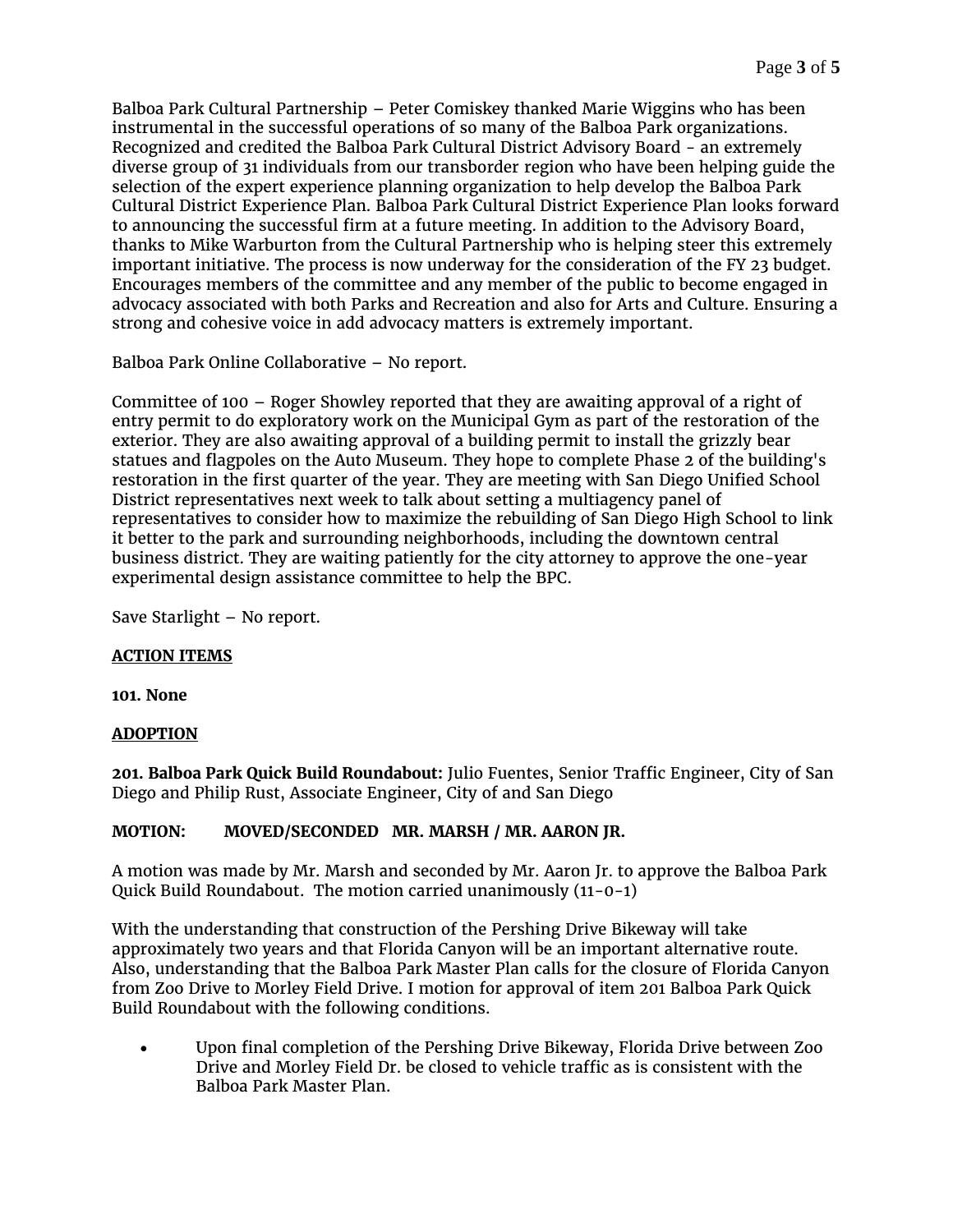Balboa Park Cultural Partnership – Peter Comiskey thanked Marie Wiggins who has been instrumental in the successful operations of so many of the Balboa Park organizations. Recognized and credited the Balboa Park Cultural District Advisory Board - an extremely diverse group of 31 individuals from our transborder region who have been helping guide the selection of the expert experience planning organization to help develop the Balboa Park Cultural District Experience Plan. Balboa Park Cultural District Experience Plan looks forward to announcing the successful firm at a future meeting. In addition to the Advisory Board, thanks to Mike Warburton from the Cultural Partnership who is helping steer this extremely important initiative. The process is now underway for the consideration of the FY 23 budget. Encourages members of the committee and any member of the public to become engaged in advocacy associated with both Parks and Recreation and also for Arts and Culture. Ensuring a strong and cohesive voice in add advocacy matters is extremely important.

Balboa Park Online Collaborative – No report.

Committee of 100 – Roger Showley reported that they are awaiting approval of a right of entry permit to do exploratory work on the Municipal Gym as part of the restoration of the exterior. They are also awaiting approval of a building permit to install the grizzly bear statues and flagpoles on the Auto Museum. They hope to complete Phase 2 of the building's restoration in the first quarter of the year. They are meeting with San Diego Unified School District representatives next week to talk about setting a multiagency panel of representatives to consider how to maximize the rebuilding of San Diego High School to link it better to the park and surrounding neighborhoods, including the downtown central business district. They are waiting patiently for the city attorney to approve the one-year experimental design assistance committee to help the BPC.

Save Starlight – No report.

**ACTION ITEMS**

**101. None**

**ADOPTION**

**201. Balboa Park Quick Build Roundabout:** Julio Fuentes, Senior Traffic Engineer, City of San Diego and Philip Rust, Associate Engineer, City of and San Diego

**MOTION: MOVED/SECONDED MR. MARSH / MR. AARON JR.**

A motion was made by Mr. Marsh and seconded by Mr. Aaron Jr. to approve the Balboa Park Quick Build Roundabout. The motion carried unanimously (11-0-1)

With the understanding that construction of the Pershing Drive Bikeway will take approximately two years and that Florida Canyon will be an important alternative route. Also, understanding that the Balboa Park Master Plan calls for the closure of Florida Canyon from Zoo Drive to Morley Field Drive. I motion for approval of item 201 Balboa Park Quick Build Roundabout with the following conditions.

- Upon final completion of the Pershing Drive Bikeway, Florida Drive between Zoo Drive and Morley Field Dr. be closed to vehicle traffic as is consistent with the Balboa Park Master Plan.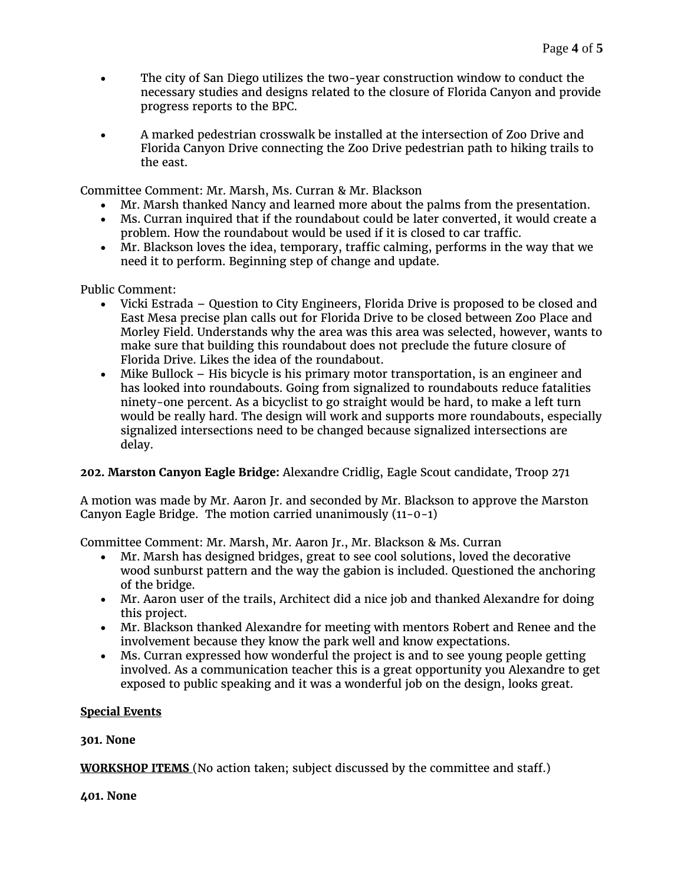- The city of San Diego utilizes the two-year construction window to conduct the necessary studies and designs related to the closure of Florida Canyon and provide progress reports to the BPC.

- A marked pedestrian crosswalk be installed at the intersection of Zoo Drive and Florida Canyon Drive connecting the Zoo Drive pedestrian path to hiking trails to the east.

Committee Comment: Mr. Marsh, Ms. Curran & Mr. Blackson

- Mr. Marsh thanked Nancy and learned more about the palms from the presentation.
- Ms. Curran inquired that if the roundabout could be later converted, it would create a problem. How the roundabout would be used if it is closed to car traffic.
- Mr. Blackson loves the idea, temporary, traffic calming, performs in the way that we need it to perform. Beginning step of change and update.

Public Comment:

- Vicki Estrada – Question to City Engineers, Florida Drive is proposed to be closed and East Mesa precise plan calls out for Florida Drive to be closed between Zoo Place and Morley Field. Understands why the area was this area was selected, however, wants to make sure that building this roundabout does not preclude the future closure of Florida Drive. Likes the idea of the roundabout.
- Mike Bullock – His bicycle is his primary motor transportation, is an engineer and has looked into roundabouts. Going from signalized to roundabouts reduce fatalities ninety-one percent. As a bicyclist to go straight would be hard, to make a left turn would be really hard. The design will work and supports more roundabouts, especially signalized intersections need to be changed because signalized intersections are delay.

**202. Marston Canyon Eagle Bridge:** Alexandre Cridlig, Eagle Scout candidate, Troop 271

A motion was made by Mr. Aaron Jr. and seconded by Mr. Blackson to approve the Marston Canyon Eagle Bridge. The motion carried unanimously (11-0-1)

Committee Comment: Mr. Marsh, Mr. Aaron Jr., Mr. Blackson & Ms. Curran

- Mr. Marsh has designed bridges, great to see cool solutions, loved the decorative wood sunburst pattern and the way the gabion is included. Questioned the anchoring of the bridge.
- Mr. Aaron user of the trails, Architect did a nice job and thanked Alexandre for doing this project.
- Mr. Blackson thanked Alexandre for meeting with mentors Robert and Renee and the involvement because they know the park well and know expectations.
- Ms. Curran expressed how wonderful the project is and to see young people getting involved. As a communication teacher this is a great opportunity you Alexandre to get exposed to public speaking and it was a wonderful job on the design, looks great.

**<u>Special Events</u>**

**301. None**

**<u>WORKSHOP ITEMS</u>** (No action taken; subject discussed by the committee and staff.)

**401. None**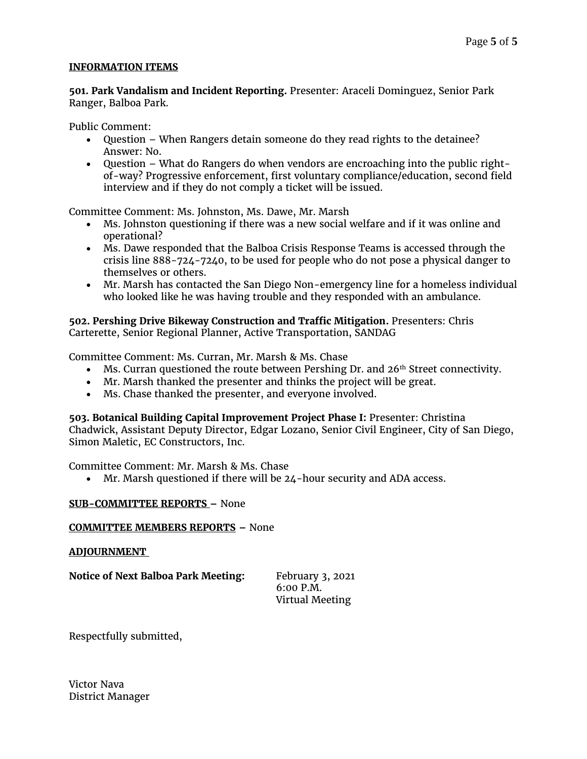**INFORMATION ITEMS**

**501. Park Vandalism and Incident Reporting.** Presenter: Araceli Dominguez, Senior Park Ranger, Balboa Park.

Public Comment:

- Question – When Rangers detain someone do they read rights to the detainee? Answer: No.
- Question – What do Rangers do when vendors are encroaching into the public right-of-way? Progressive enforcement, first voluntary compliance/education, second field interview and if they do not comply a ticket will be issued.

Committee Comment: Ms. Johnston, Ms. Dawe, Mr. Marsh

- Ms. Johnston questioning if there was a new social welfare and if it was online and operational?
- Ms. Dawe responded that the Balboa Crisis Response Teams is accessed through the crisis line 888-724-7240, to be used for people who do not pose a physical danger to themselves or others.
- Mr. Marsh has contacted the San Diego Non-emergency line for a homeless individual who looked like he was having trouble and they responded with an ambulance.

**502. Pershing Drive Bikeway Construction and Traffic Mitigation.** Presenters: Chris Carterette, Senior Regional Planner, Active Transportation, SANDAG

Committee Comment: Ms. Curran, Mr. Marsh & Ms. Chase

- Ms. Curran questioned the route between Pershing Dr. and 26th Street connectivity.
- Mr. Marsh thanked the presenter and thinks the project will be great.
- Ms. Chase thanked the presenter, and everyone involved.

**503. Botanical Building Capital Improvement Project Phase I:** Presenter: Christina Chadwick, Assistant Deputy Director, Edgar Lozano, Senior Civil Engineer, City of San Diego, Simon Maletic, EC Constructors, Inc.

Committee Comment: Mr. Marsh & Ms. Chase

- Mr. Marsh questioned if there will be 24-hour security and ADA access.

**SUB-COMMITTEE REPORTS –** None

**COMMITTEE MEMBERS REPORTS –** None

**ADJOURNMENT**

**Notice of Next Balboa Park Meeting:** February 3, 2021
6:00 P.M.
Virtual Meeting

Respectfully submitted,

Victor Nava
District Manager